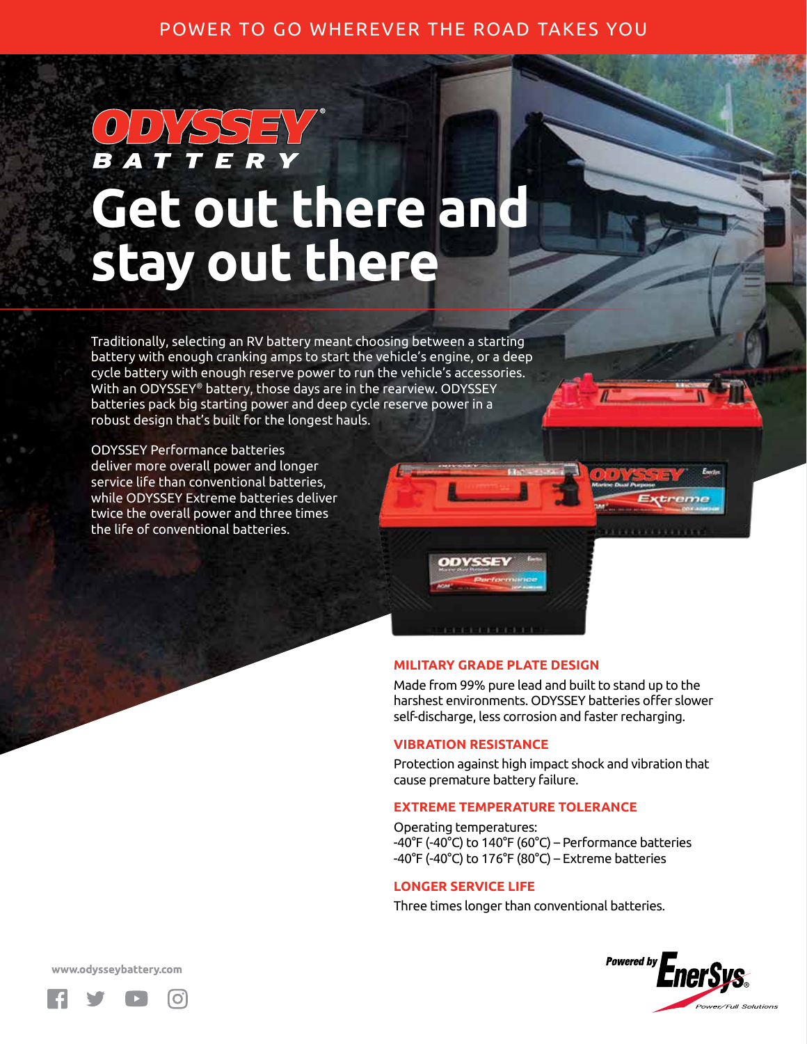POWER TO GO WHEREVER THE ROAD TAKES YOU

ODYSSEY® BATTERY

# Get out there and stay out there

Traditionally, selecting an RV battery meant choosing between a starting battery with enough cranking amps to start the vehicle's engine, or a deep cycle battery with enough reserve power to run the vehicle's accessories. With an ODYSSEY® battery, those days are in the rearview. ODYSSEY batteries pack big starting power and deep cycle reserve power in a robust design that's built for the longest hauls.

ODYSSEY Performance batteries deliver more overall power and longer service life than conventional batteries, while ODYSSEY Extreme batteries deliver twice the overall power and three times the life of conventional batteries.

## MILITARY GRADE PLATE DESIGN

Made from 99% pure lead and built to stand up to the harshest environments. ODYSSEY batteries offer slower self-discharge, less corrosion and faster recharging.

## VIBRATION RESISTANCE

Protection against high impact shock and vibration that cause premature battery failure.

## EXTREME TEMPERATURE TOLERANCE

Operating temperatures:
-40°F (-40°C) to 140°F (60°C) – Performance batteries
-40°F (-40°C) to 176°F (80°C) – Extreme batteries

## LONGER SERVICE LIFE

Three times longer than conventional batteries.

www.odysseybattery.com

Powered by EnerSys® Power/Full Solutions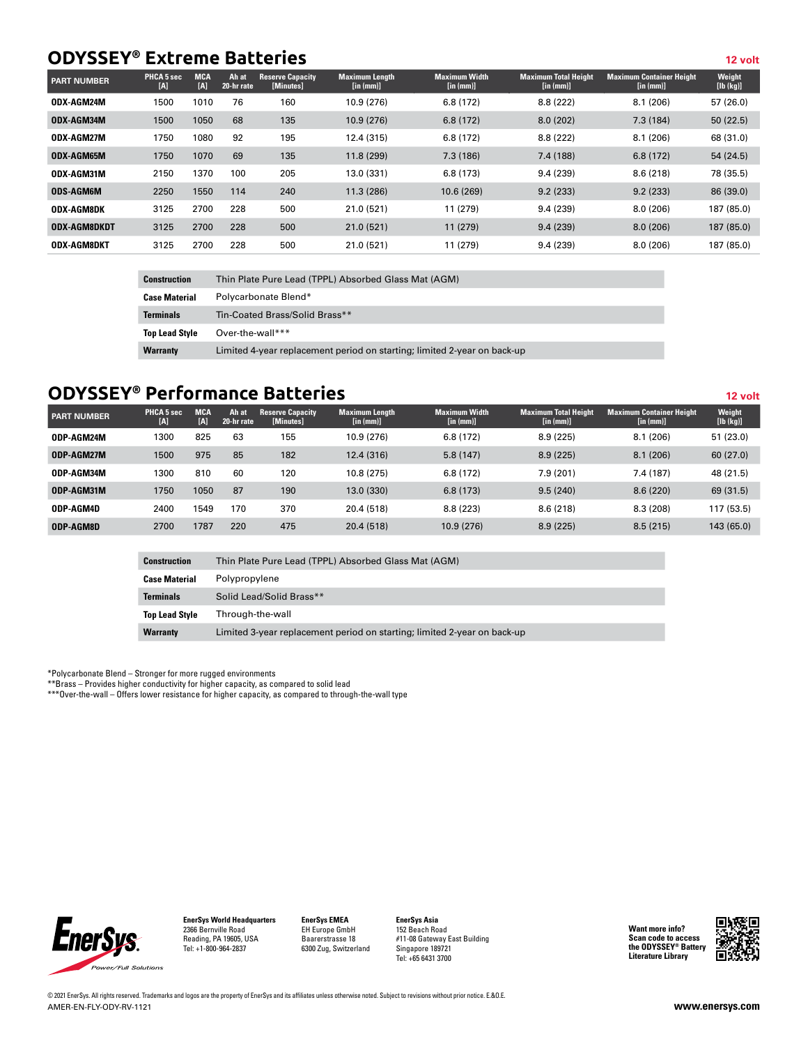## ODYSSEY® Extreme Batteries

12 volt

| PART NUMBER | PHCA 5 sec [A] | MCA [A] | Ah at 20-hr rate | Reserve Capacity [Minutes] | Maximum Length [in (mm)] | Maximum Width [in (mm)] | Maximum Total Height [in (mm)] | Maximum Container Height [in (mm)] | Weight [lb (kg)] |
|---|---|---|---|---|---|---|---|---|---|
| ODX-AGM24M | 1500 | 1010 | 76 | 160 | 10.9 (276) | 6.8 (172) | 8.8 (222) | 8.1 (206) | 57 (26.0) |
| ODX-AGM34M | 1500 | 1050 | 68 | 135 | 10.9 (276) | 6.8 (172) | 8.0 (202) | 7.3 (184) | 50 (22.5) |
| ODX-AGM27M | 1750 | 1080 | 92 | 195 | 12.4 (315) | 6.8 (172) | 8.8 (222) | 8.1 (206) | 68 (31.0) |
| ODX-AGM65M | 1750 | 1070 | 69 | 135 | 11.8 (299) | 7.3 (186) | 7.4 (188) | 6.8 (172) | 54 (24.5) |
| ODX-AGM31M | 2150 | 1370 | 100 | 205 | 13.0 (331) | 6.8 (173) | 9.4 (239) | 8.6 (218) | 78 (35.5) |
| ODS-AGM6M | 2250 | 1550 | 114 | 240 | 11.3 (286) | 10.6 (269) | 9.2 (233) | 9.2 (233) | 86 (39.0) |
| ODX-AGM8DK | 3125 | 2700 | 228 | 500 | 21.0 (521) | 11 (279) | 9.4 (239) | 8.0 (206) | 187 (85.0) |
| ODX-AGM8DKDT | 3125 | 2700 | 228 | 500 | 21.0 (521) | 11 (279) | 9.4 (239) | 8.0 (206) | 187 (85.0) |
| ODX-AGM8DKT | 3125 | 2700 | 228 | 500 | 21.0 (521) | 11 (279) | 9.4 (239) | 8.0 (206) | 187 (85.0) |

| | |
|---|---|
| **Construction** | Thin Plate Pure Lead (TPPL) Absorbed Glass Mat (AGM) |
| **Case Material** | Polycarbonate Blend* |
| **Terminals** | Tin-Coated Brass/Solid Brass** |
| **Top Lead Style** | Over-the-wall*** |
| **Warranty** | Limited 4-year replacement period on starting; limited 2-year on back-up |

## ODYSSEY® Performance Batteries

12 volt

| PART NUMBER | PHCA 5 sec [A] | MCA [A] | Ah at 20-hr rate | Reserve Capacity [Minutes] | Maximum Length [in (mm)] | Maximum Width [in (mm)] | Maximum Total Height [in (mm)] | Maximum Container Height [in (mm)] | Weight [lb (kg)] |
|---|---|---|---|---|---|---|---|---|---|
| ODP-AGM24M | 1300 | 825 | 63 | 155 | 10.9 (276) | 6.8 (172) | 8.9 (225) | 8.1 (206) | 51 (23.0) |
| ODP-AGM27M | 1500 | 975 | 85 | 182 | 12.4 (316) | 5.8 (147) | 8.9 (225) | 8.1 (206) | 60 (27.0) |
| ODP-AGM34M | 1300 | 810 | 60 | 120 | 10.8 (275) | 6.8 (172) | 7.9 (201) | 7.4 (187) | 48 (21.5) |
| ODP-AGM31M | 1750 | 1050 | 87 | 190 | 13.0 (330) | 6.8 (173) | 9.5 (240) | 8.6 (220) | 69 (31.5) |
| ODP-AGM4D | 2400 | 1549 | 170 | 370 | 20.4 (518) | 8.8 (223) | 8.6 (218) | 8.3 (208) | 117 (53.5) |
| ODP-AGM8D | 2700 | 1787 | 220 | 475 | 20.4 (518) | 10.9 (276) | 8.9 (225) | 8.5 (215) | 143 (65.0) |

| | |
|---|---|
| **Construction** | Thin Plate Pure Lead (TPPL) Absorbed Glass Mat (AGM) |
| **Case Material** | Polypropylene |
| **Terminals** | Solid Lead/Solid Brass** |
| **Top Lead Style** | Through-the-wall |
| **Warranty** | Limited 3-year replacement period on starting; limited 2-year on back-up |

*Polycarbonate Blend – Stronger for more rugged environments
**Brass – Provides higher conductivity for higher capacity, as compared to solid lead
***Over-the-wall – Offers lower resistance for higher capacity, as compared to through-the-wall type

EnerSys
Power/Full Solutions

**EnerSys World Headquarters**
2366 Bernville Road
Reading, PA 19605, USA
Tel: +1-800-964-2837

**EnerSys EMEA**
EH Europe GmbH
Baarerstrasse 18
6300 Zug, Switzerland

**EnerSys Asia**
152 Beach Road
#11-08 Gateway East Building
Singapore 189721
Tel: +65 6431 3700

**Want more info? Scan code to access the ODYSSEY® Battery Literature Library**

© 2021 EnerSys. All rights reserved. Trademarks and logos are the property of EnerSys and its affiliates unless otherwise noted. Subject to revisions without prior notice. E.&O.E.
AMER-EN-FLY-ODY-RV-1121

**www.enersys.com**